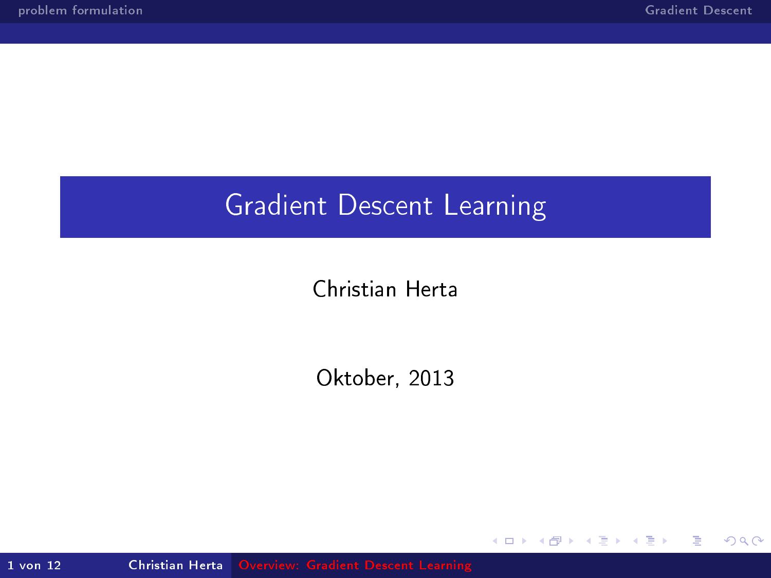# Gradient Descent Learning

Christian Herta

Oktober, 2013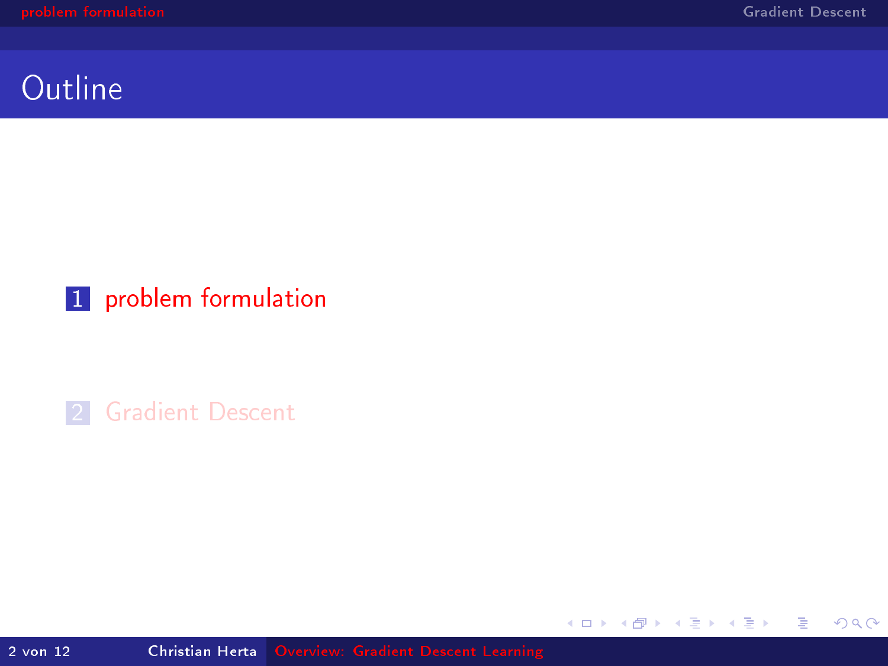# Outline

1. problem formulation

2. Gradient Descent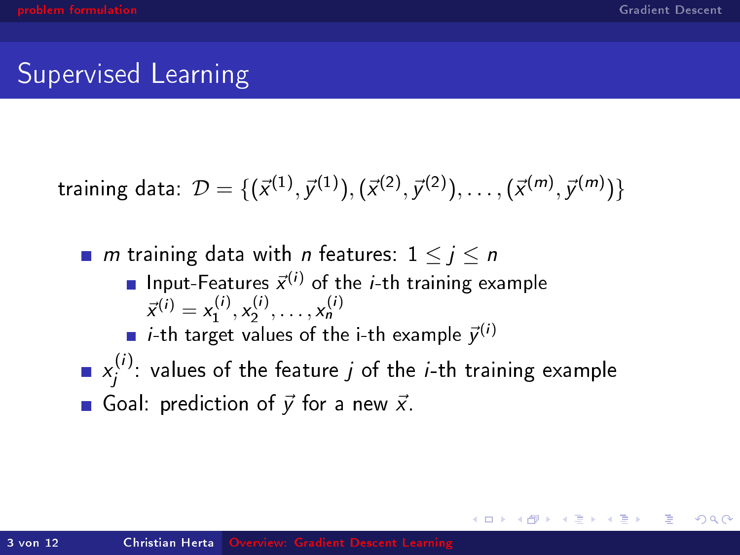# Supervised Learning

training data: $\mathcal{D} = \{(\vec{x}^{(1)}, \vec{y}^{(1)}), (\vec{x}^{(2)}, \vec{y}^{(2)}), \ldots, (\vec{x}^{(m)}, \vec{y}^{(m)})\}$

- $m$ training data with $n$ features: $1 \leq j \leq n$
  - Input-Features $\vec{x}^{(i)}$ of the $i$-th training example $\vec{x}^{(i)} = x_1^{(i)}, x_2^{(i)}, \ldots, x_n^{(i)}$
  - $i$-th target values of the i-th example $\vec{y}^{(i)}$
- $x_j^{(i)}$: values of the feature $j$ of the $i$-th training example
- Goal: prediction of $\vec{y}$ for a new $\vec{x}$.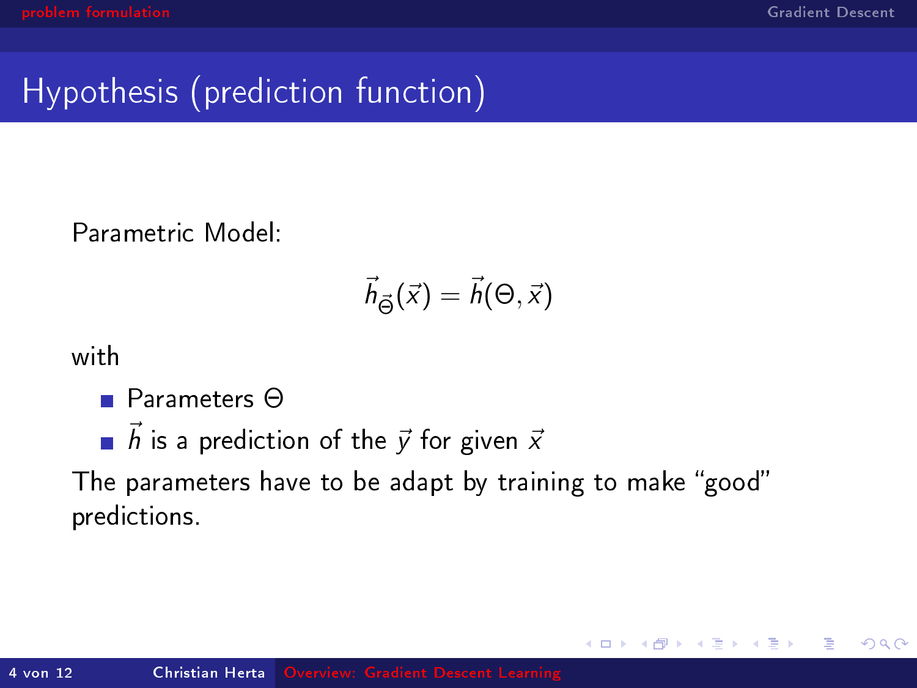# Hypothesis (prediction function)

Parametric Model:

$$\vec{h}_{\vec{\Theta}}(\vec{x}) = \vec{h}(\Theta, \vec{x})$$

with

- Parameters $\Theta$
- $\vec{h}$ is a prediction of the $\vec{y}$ for given $\vec{x}$

The parameters have to be adapt by training to make "good" predictions.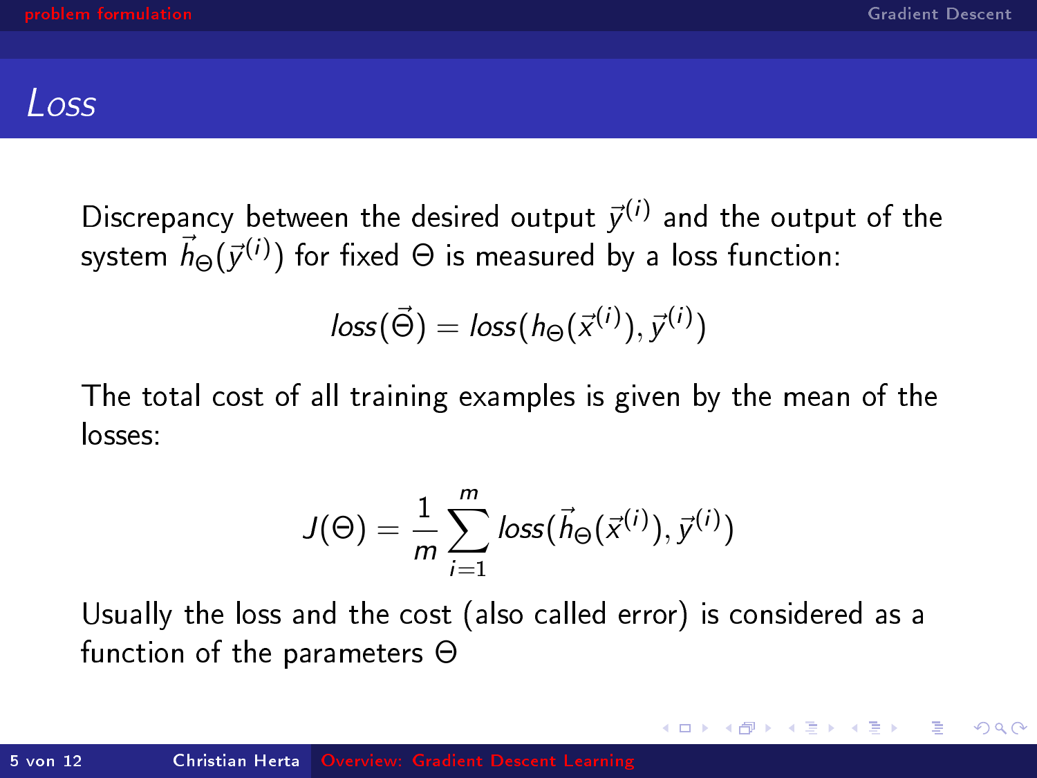# Loss

Discrepancy between the desired output $\vec{y}^{(i)}$ and the output of the system $\vec{h}_\Theta(\vec{y}^{(i)})$ for fixed $\Theta$ is measured by a loss function:

$$loss(\vec{\Theta}) = loss(h_\Theta(\vec{x}^{(i)}), \vec{y}^{(i)})$$

The total cost of all training examples is given by the mean of the losses:

$$J(\Theta) = \frac{1}{m} \sum_{i=1}^{m} loss(\vec{h}_\Theta(\vec{x}^{(i)}), \vec{y}^{(i)})$$

Usually the loss and the cost (also called error) is considered as a function of the parameters $\Theta$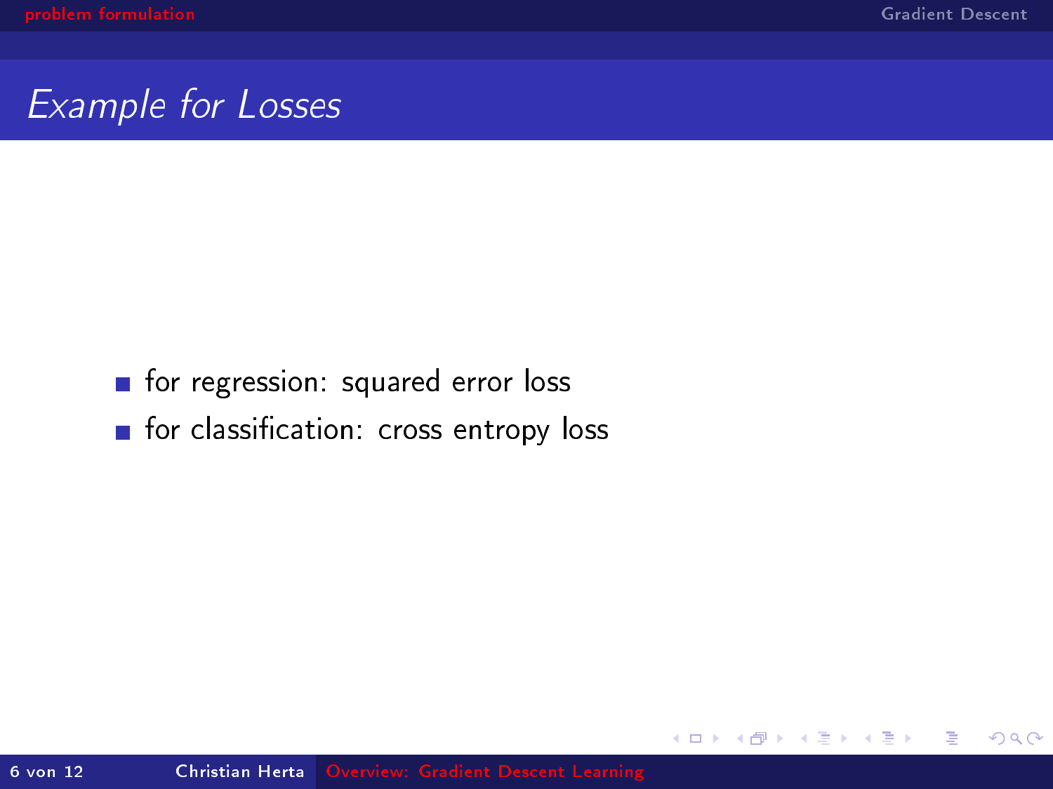## Example for Losses

- for regression: squared error loss
- for classification: cross entropy loss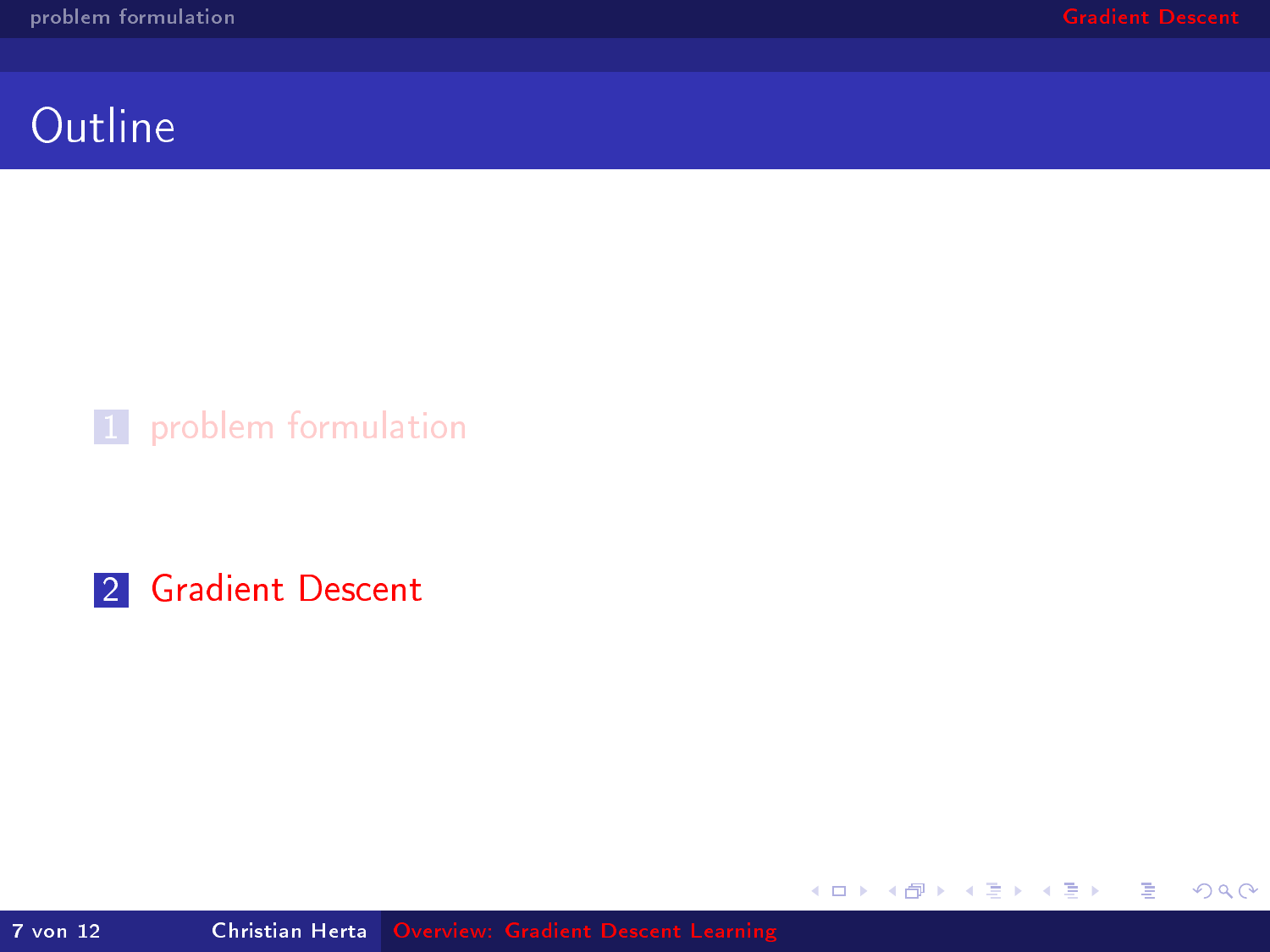# Outline

1. problem formulation

2. Gradient Descent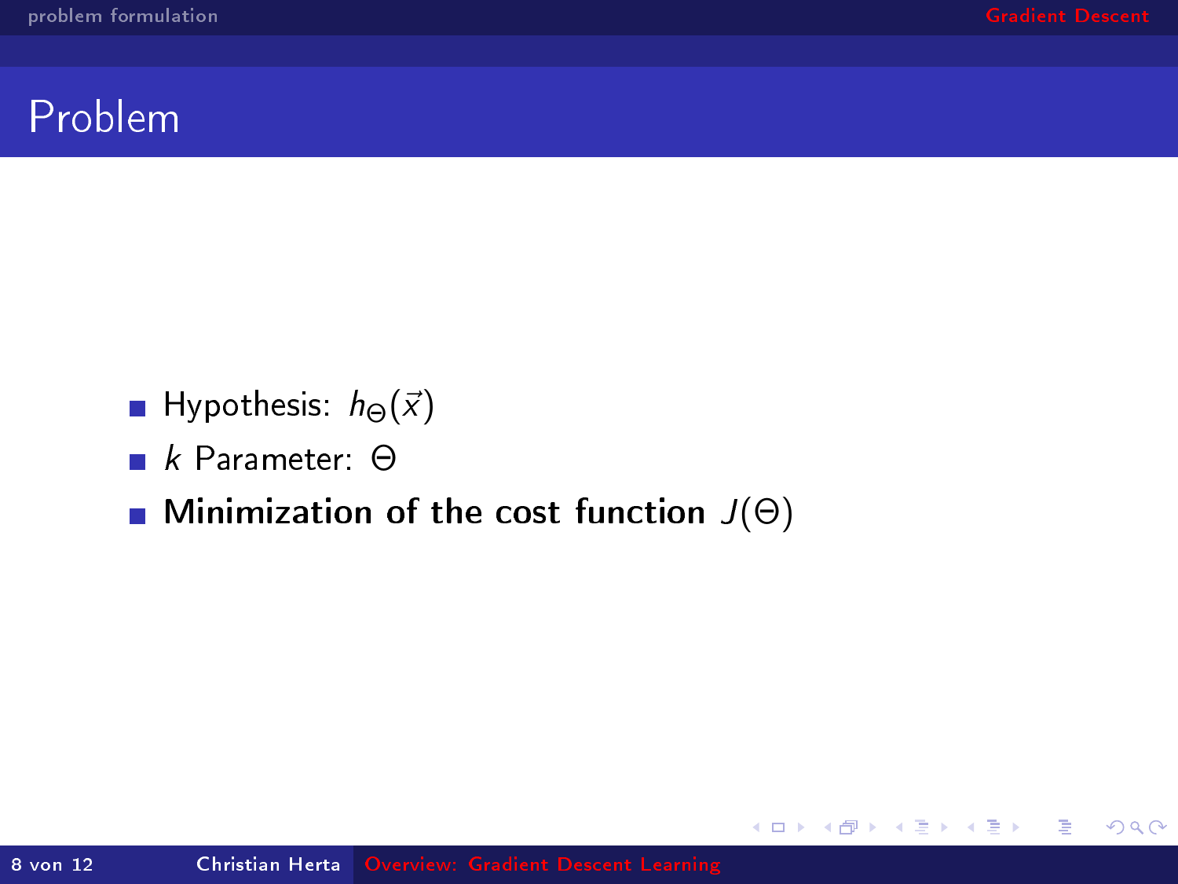# Problem

- Hypothesis: $h_\Theta(\vec{x})$
- $k$ Parameter: $\Theta$
- **Minimization of the cost function** $J(\Theta)$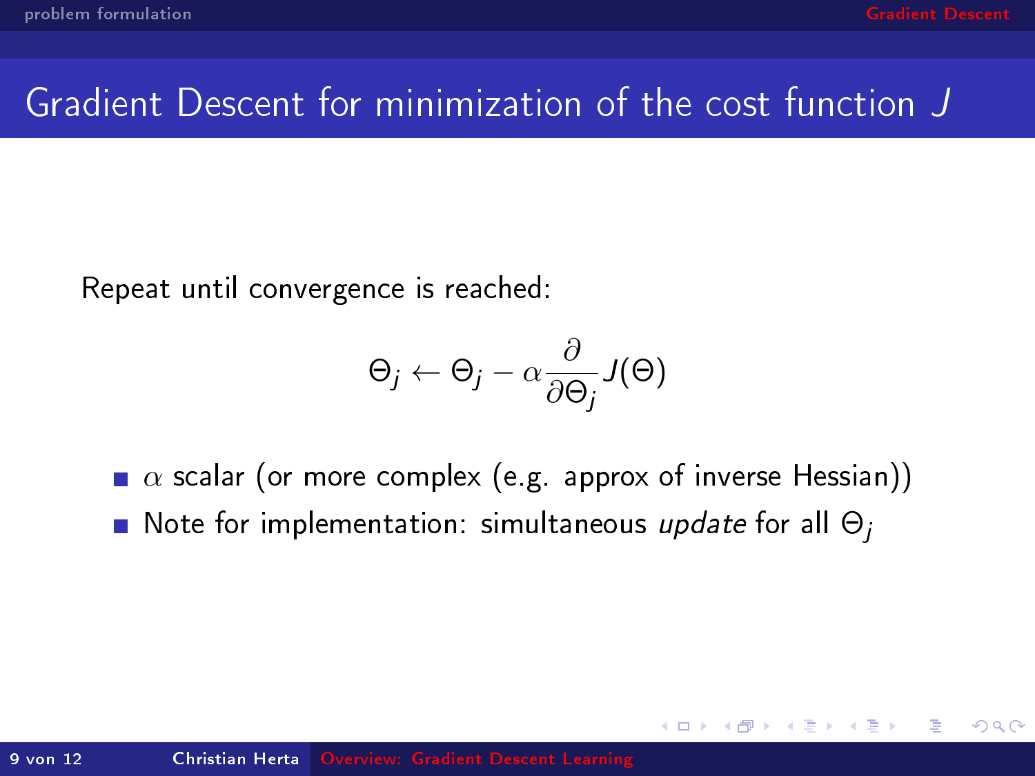# Gradient Descent for minimization of the cost function $J$

Repeat until convergence is reached:

$$\Theta_j \leftarrow \Theta_j - \alpha \frac{\partial}{\partial \Theta_j} J(\Theta)$$

- $\alpha$ scalar (or more complex (e.g. approx of inverse Hessian))
- Note for implementation: simultaneous *update* for all $\Theta_j$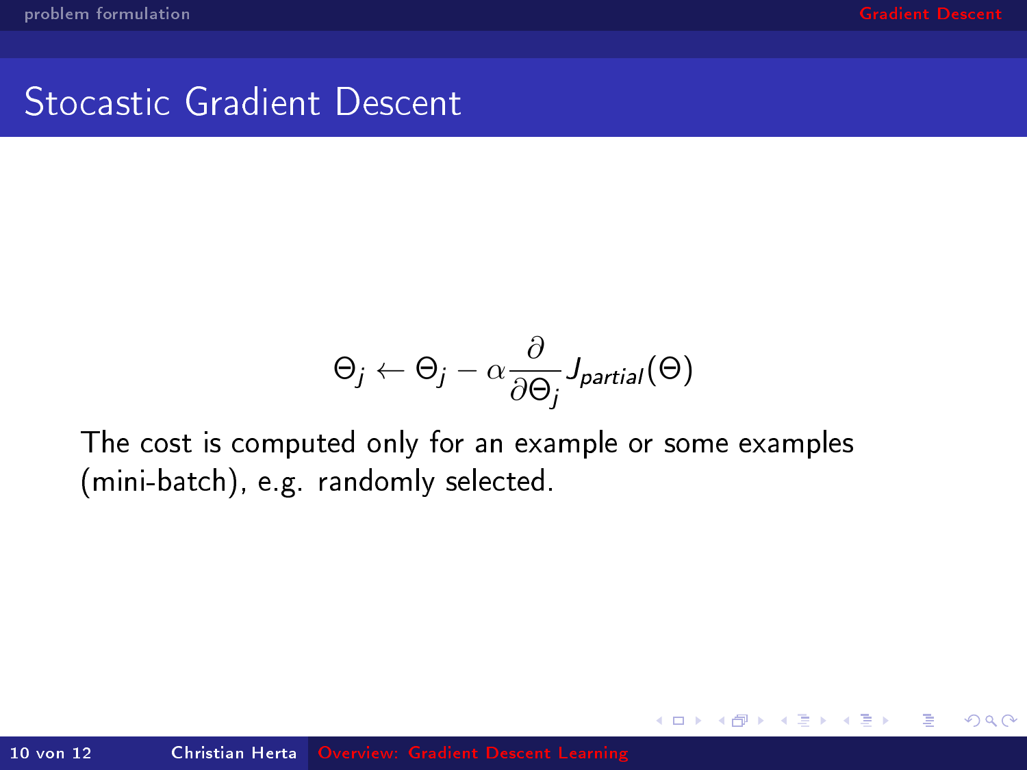# Stocastic Gradient Descent

$$\Theta_j \leftarrow \Theta_j - \alpha \frac{\partial}{\partial \Theta_j} J_{partial}(\Theta)$$

The cost is computed only for an example or some examples (mini-batch), e.g. randomly selected.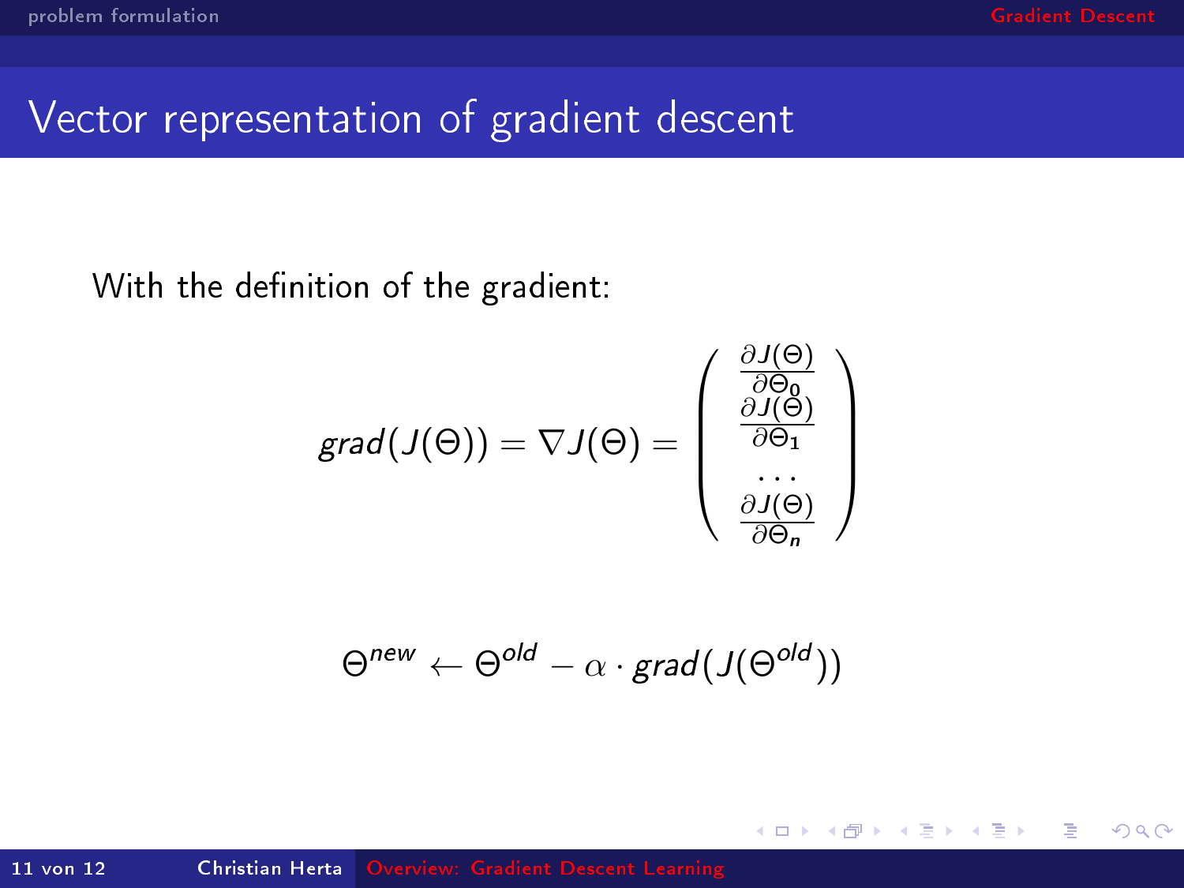# Vector representation of gradient descent

With the definition of the gradient:

$$grad(J(\Theta)) = \nabla J(\Theta) = \begin{pmatrix} \frac{\partial J(\Theta)}{\partial \Theta_0} \\ \frac{\partial J(\Theta)}{\partial \Theta_1} \\ \dots \\ \frac{\partial J(\Theta)}{\partial \Theta_n} \end{pmatrix}$$

$$\Theta^{new} \leftarrow \Theta^{old} - \alpha \cdot grad(J(\Theta^{old}))$$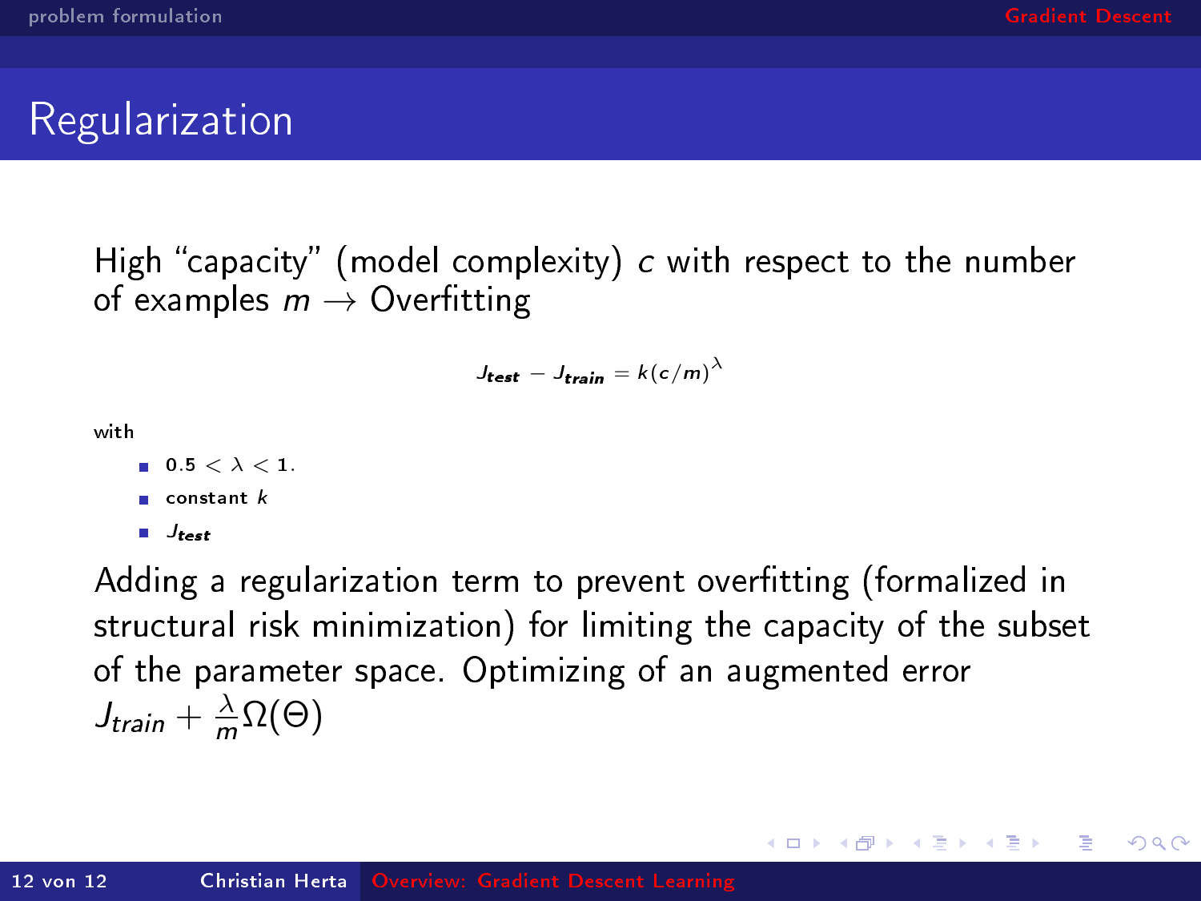# Regularization

High "capacity" (model complexity) $c$ with respect to the number of examples $m$ $\rightarrow$ Overfitting

$$J_{test} - J_{train} = k(c/m)^{\lambda}$$

with

- $0.5 < \lambda < 1.$
- constant $k$
- $J_{test}$

Adding a regularization term to prevent overfitting (formalized in structural risk minimization) for limiting the capacity of the subset of the parameter space. Optimizing of an augmented error $J_{train} + \frac{\lambda}{m}\Omega(\Theta)$